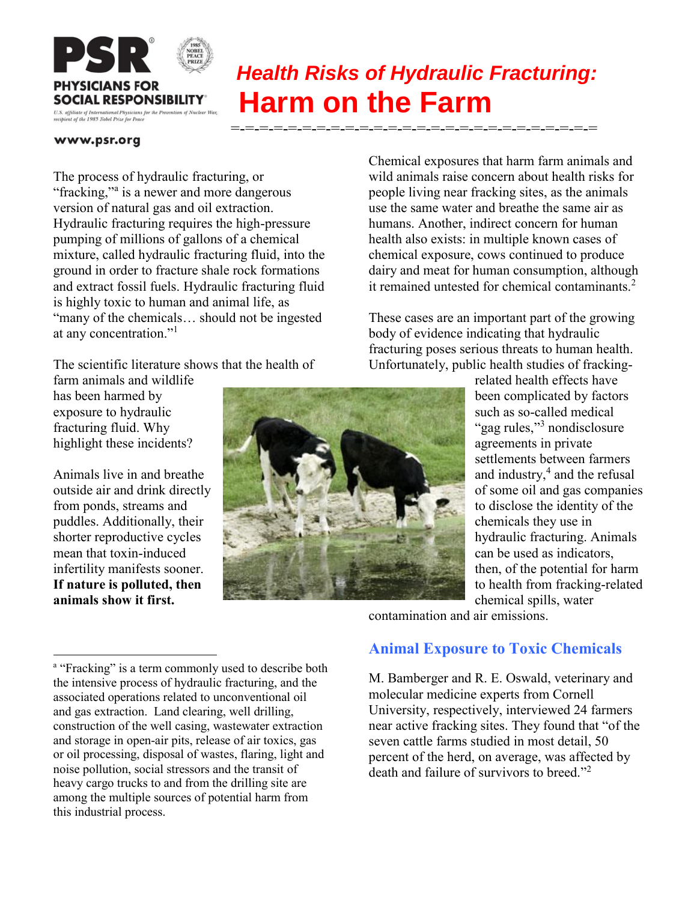PSR
PHYSICIANS FOR SOCIAL RESPONSIBILITY

U.S. affiliate of International Physicians for the Prevention of Nuclear War, recipient of the 1985 Nobel Prize for Peace

www.psr.org

## *Health Risks of Hydraulic Fracturing:*

# Harm on the Farm

The process of hydraulic fracturing, or "fracking,"[a] is a newer and more dangerous version of natural gas and oil extraction. Hydraulic fracturing requires the high-pressure pumping of millions of gallons of a chemical mixture, called hydraulic fracturing fluid, into the ground in order to fracture shale rock formations and extract fossil fuels. Hydraulic fracturing fluid is highly toxic to human and animal life, as "many of the chemicals… should not be ingested at any concentration."[1]

The scientific literature shows that the health of farm animals and wildlife has been harmed by exposure to hydraulic fracturing fluid. Why highlight these incidents?

Animals live in and breathe outside air and drink directly from ponds, streams and puddles. Additionally, their shorter reproductive cycles mean that toxin-induced infertility manifests sooner. **If nature is polluted, then animals show it first.**

Chemical exposures that harm farm animals and wild animals raise concern about health risks for people living near fracking sites, as the animals use the same water and breathe the same air as humans. Another, indirect concern for human health also exists: in multiple known cases of chemical exposure, cows continued to produce dairy and meat for human consumption, although it remained untested for chemical contaminants.[2]

These cases are an important part of the growing body of evidence indicating that hydraulic fracturing poses serious threats to human health. Unfortunately, public health studies of fracking-related health effects have been complicated by factors such as so-called medical "gag rules,"[3] nondisclosure agreements in private settlements between farmers and industry,[4] and the refusal of some oil and gas companies to disclose the identity of the chemicals they use in hydraulic fracturing. Animals can be used as indicators, then, of the potential for harm to health from fracking-related chemical spills, water contamination and air emissions.

## Animal Exposure to Toxic Chemicals

M. Bamberger and R. E. Oswald, veterinary and molecular medicine experts from Cornell University, respectively, interviewed 24 farmers near active fracking sites. They found that "of the seven cattle farms studied in most detail, 50 percent of the herd, on average, was affected by death and failure of survivors to breed."[2]

---

[a] "Fracking" is a term commonly used to describe both the intensive process of hydraulic fracturing, and the associated operations related to unconventional oil and gas extraction. Land clearing, well drilling, construction of the well casing, wastewater extraction and storage in open-air pits, release of air toxics, gas or oil processing, disposal of wastes, flaring, light and noise pollution, social stressors and the transit of heavy cargo trucks to and from the drilling site are among the multiple sources of potential harm from this industrial process.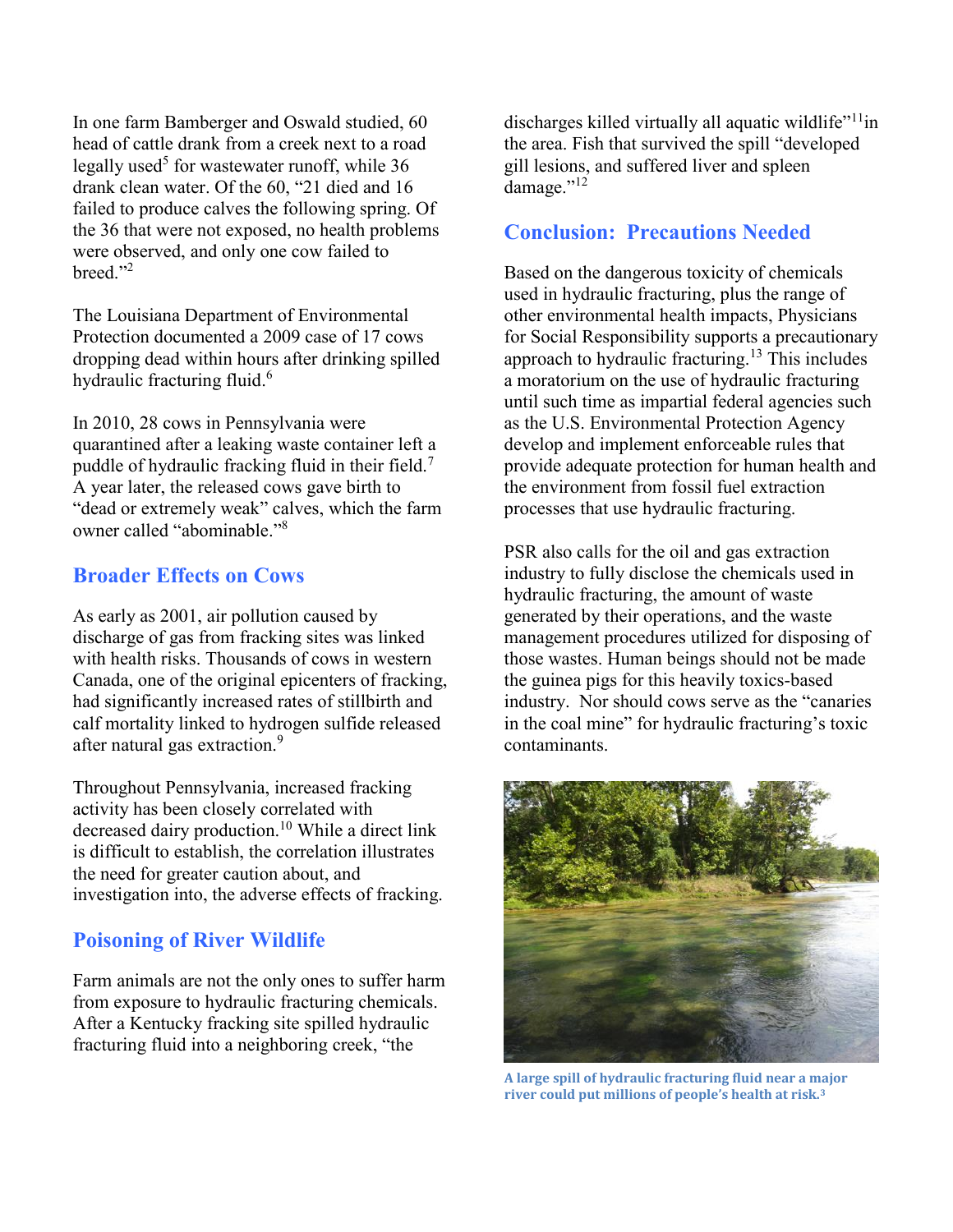In one farm Bamberger and Oswald studied, 60 head of cattle drank from a creek next to a road legally used[5] for wastewater runoff, while 36 drank clean water. Of the 60, "21 died and 16 failed to produce calves the following spring. Of the 36 that were not exposed, no health problems were observed, and only one cow failed to breed."[2]

The Louisiana Department of Environmental Protection documented a 2009 case of 17 cows dropping dead within hours after drinking spilled hydraulic fracturing fluid.[6]

In 2010, 28 cows in Pennsylvania were quarantined after a leaking waste container left a puddle of hydraulic fracking fluid in their field.[7] A year later, the released cows gave birth to "dead or extremely weak" calves, which the farm owner called "abominable."[8]

## Broader Effects on Cows

As early as 2001, air pollution caused by discharge of gas from fracking sites was linked with health risks. Thousands of cows in western Canada, one of the original epicenters of fracking, had significantly increased rates of stillbirth and calf mortality linked to hydrogen sulfide released after natural gas extraction.[9]

Throughout Pennsylvania, increased fracking activity has been closely correlated with decreased dairy production.[10] While a direct link is difficult to establish, the correlation illustrates the need for greater caution about, and investigation into, the adverse effects of fracking.

## Poisoning of River Wildlife

Farm animals are not the only ones to suffer harm from exposure to hydraulic fracturing chemicals. After a Kentucky fracking site spilled hydraulic fracturing fluid into a neighboring creek, "the discharges killed virtually all aquatic wildlife"[11] in the area. Fish that survived the spill "developed gill lesions, and suffered liver and spleen damage."[12]

## Conclusion: Precautions Needed

Based on the dangerous toxicity of chemicals used in hydraulic fracturing, plus the range of other environmental health impacts, Physicians for Social Responsibility supports a precautionary approach to hydraulic fracturing.[13] This includes a moratorium on the use of hydraulic fracturing until such time as impartial federal agencies such as the U.S. Environmental Protection Agency develop and implement enforceable rules that provide adequate protection for human health and the environment from fossil fuel extraction processes that use hydraulic fracturing.

PSR also calls for the oil and gas extraction industry to fully disclose the chemicals used in hydraulic fracturing, the amount of waste generated by their operations, and the waste management procedures utilized for disposing of those wastes. Human beings should not be made the guinea pigs for this heavily toxics-based industry. Nor should cows serve as the "canaries in the coal mine" for hydraulic fracturing's toxic contaminants.

**A large spill of hydraulic fracturing fluid near a major river could put millions of people's health at risk.[3]**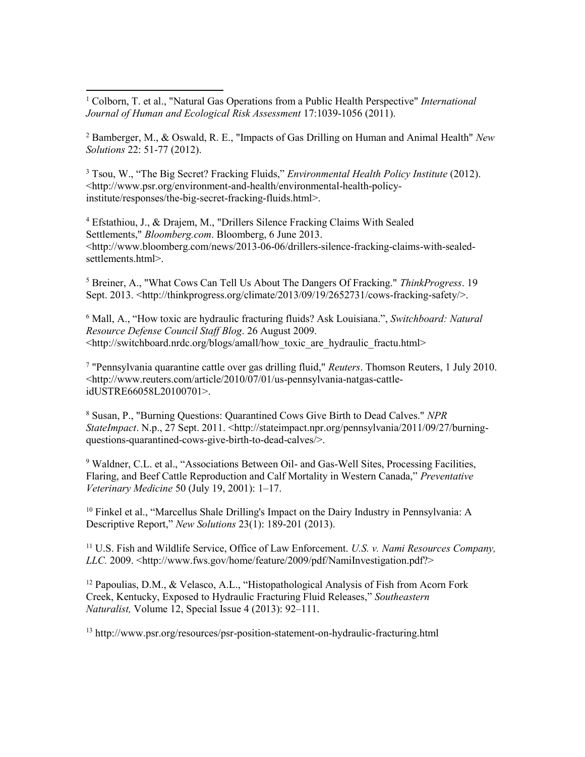[1] Colborn, T. et al., "Natural Gas Operations from a Public Health Perspective" *International Journal of Human and Ecological Risk Assessment* 17:1039-1056 (2011).

[2] Bamberger, M., & Oswald, R. E., "Impacts of Gas Drilling on Human and Animal Health" *New Solutions* 22: 51-77 (2012).

[3] Tsou, W., "The Big Secret? Fracking Fluids," *Environmental Health Policy Institute* (2012). <http://www.psr.org/environment-and-health/environmental-health-policy-institute/responses/the-big-secret-fracking-fluids.html>.

[4] Efstathiou, J., & Drajem, M., "Drillers Silence Fracking Claims With Sealed Settlements," *Bloomberg.com*. Bloomberg, 6 June 2013. <http://www.bloomberg.com/news/2013-06-06/drillers-silence-fracking-claims-with-sealed-settlements.html>.

[5] Breiner, A., "What Cows Can Tell Us About The Dangers Of Fracking." *ThinkProgress*. 19 Sept. 2013. <http://thinkprogress.org/climate/2013/09/19/2652731/cows-fracking-safety/>.

[6] Mall, A., "How toxic are hydraulic fracturing fluids? Ask Louisiana.", *Switchboard: Natural Resource Defense Council Staff Blog*. 26 August 2009. <http://switchboard.nrdc.org/blogs/amall/how_toxic_are_hydraulic_fractu.html>

[7] "Pennsylvania quarantine cattle over gas drilling fluid," *Reuters*. Thomson Reuters, 1 July 2010. <http://www.reuters.com/article/2010/07/01/us-pennsylvania-natgas-cattle-idUSTRE66058L20100701>.

[8] Susan, P., "Burning Questions: Quarantined Cows Give Birth to Dead Calves." *NPR StateImpact*. N.p., 27 Sept. 2011. <http://stateimpact.npr.org/pennsylvania/2011/09/27/burning-questions-quarantined-cows-give-birth-to-dead-calves/>.

[9] Waldner, C.L. et al., "Associations Between Oil- and Gas-Well Sites, Processing Facilities, Flaring, and Beef Cattle Reproduction and Calf Mortality in Western Canada," *Preventative Veterinary Medicine* 50 (July 19, 2001): 1–17.

[10] Finkel et al., "Marcellus Shale Drilling's Impact on the Dairy Industry in Pennsylvania: A Descriptive Report," *New Solutions* 23(1): 189-201 (2013).

[11] U.S. Fish and Wildlife Service, Office of Law Enforcement. *U.S. v. Nami Resources Company, LLC.* 2009. <http://www.fws.gov/home/feature/2009/pdf/NamiInvestigation.pdf?>

[12] Papoulias, D.M., & Velasco, A.L., "Histopathological Analysis of Fish from Acorn Fork Creek, Kentucky, Exposed to Hydraulic Fracturing Fluid Releases," *Southeastern Naturalist,* Volume 12, Special Issue 4 (2013): 92–111.

[13] http://www.psr.org/resources/psr-position-statement-on-hydraulic-fracturing.html